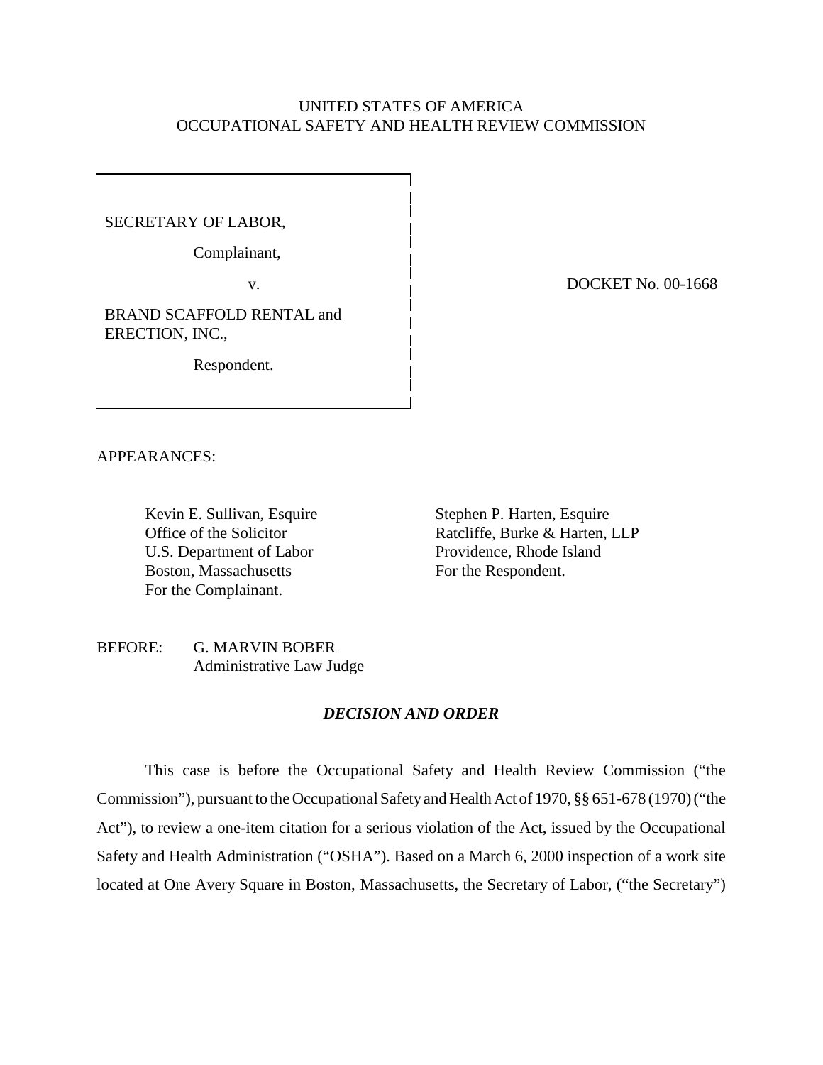UNITED STATES OF AMERICA
OCCUPATIONAL SAFETY AND HEALTH REVIEW COMMISSION

SECRETARY OF LABOR,

Complainant,

v.

BRAND SCAFFOLD RENTAL and ERECTION, INC.,

Respondent.

DOCKET No. 00-1668

APPEARANCES:

Kevin E. Sullivan, Esquire
Office of the Solicitor
U.S. Department of Labor
Boston, Massachusetts
For the Complainant.

Stephen P. Harten, Esquire
Ratcliffe, Burke & Harten, LLP
Providence, Rhode Island
For the Respondent.

BEFORE: G. MARVIN BOBER
Administrative Law Judge

***DECISION AND ORDER***

This case is before the Occupational Safety and Health Review Commission ("the Commission"), pursuant to the Occupational Safety and Health Act of 1970, §§ 651-678 (1970) ("the Act"), to review a one-item citation for a serious violation of the Act, issued by the Occupational Safety and Health Administration ("OSHA"). Based on a March 6, 2000 inspection of a work site located at One Avery Square in Boston, Massachusetts, the Secretary of Labor, ("the Secretary")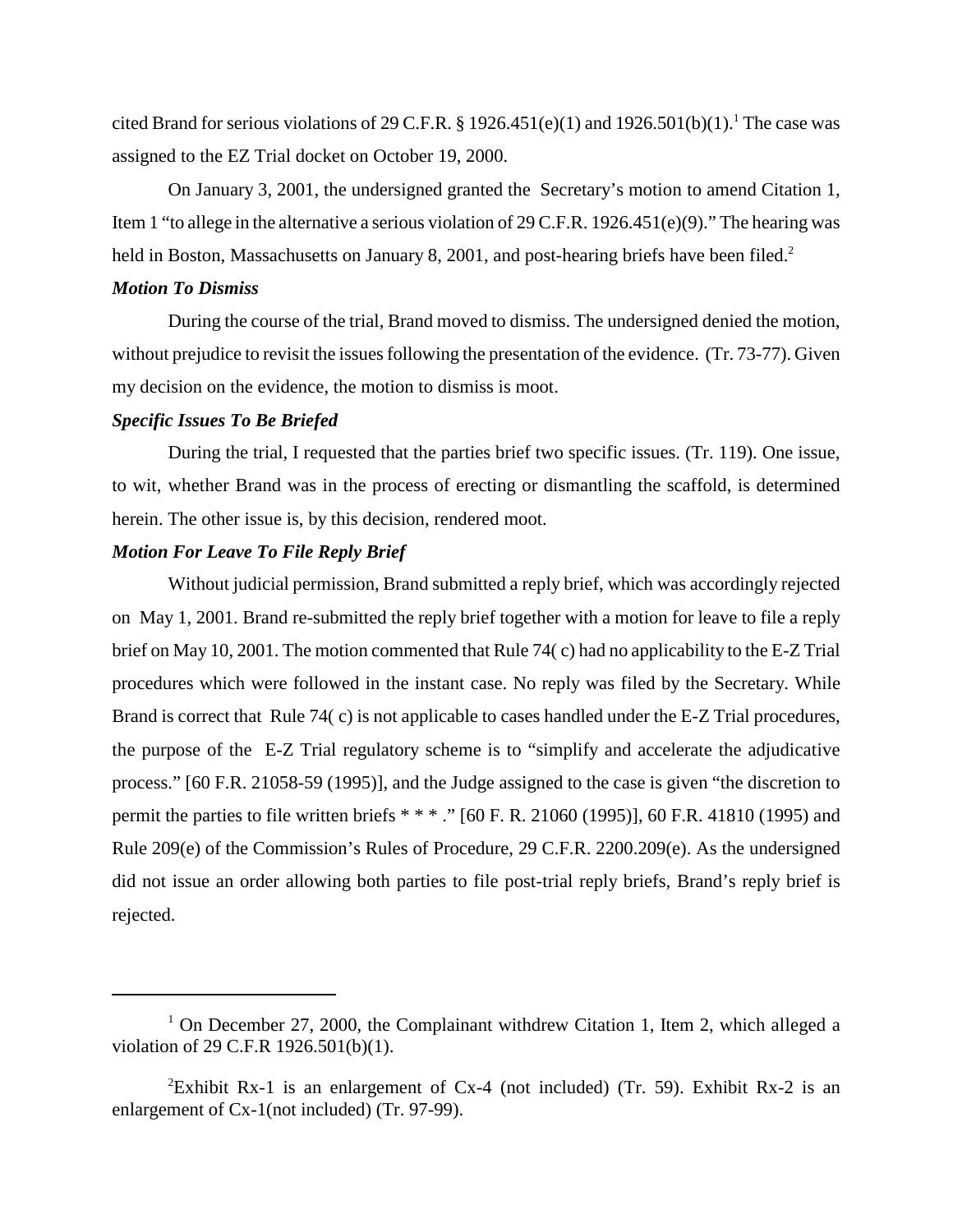cited Brand for serious violations of 29 C.F.R. § 1926.451(e)(1) and 1926.501(b)(1).[1] The case was assigned to the EZ Trial docket on October 19, 2000.

On January 3, 2001, the undersigned granted the Secretary's motion to amend Citation 1, Item 1 "to allege in the alternative a serious violation of 29 C.F.R. 1926.451(e)(9)." The hearing was held in Boston, Massachusetts on January 8, 2001, and post-hearing briefs have been filed.[2]

***Motion To Dismiss***

During the course of the trial, Brand moved to dismiss. The undersigned denied the motion, without prejudice to revisit the issues following the presentation of the evidence. (Tr. 73-77). Given my decision on the evidence, the motion to dismiss is moot.

***Specific Issues To Be Briefed***

During the trial, I requested that the parties brief two specific issues. (Tr. 119). One issue, to wit, whether Brand was in the process of erecting or dismantling the scaffold, is determined herein. The other issue is, by this decision, rendered moot.

***Motion For Leave To File Reply Brief***

Without judicial permission, Brand submitted a reply brief, which was accordingly rejected on May 1, 2001. Brand re-submitted the reply brief together with a motion for leave to file a reply brief on May 10, 2001. The motion commented that Rule 74( c) had no applicability to the E-Z Trial procedures which were followed in the instant case. No reply was filed by the Secretary. While Brand is correct that Rule 74( c) is not applicable to cases handled under the E-Z Trial procedures, the purpose of the E-Z Trial regulatory scheme is to "simplify and accelerate the adjudicative process." [60 F.R. 21058-59 (1995)], and the Judge assigned to the case is given "the discretion to permit the parties to file written briefs * * * ." [60 F. R. 21060 (1995)], 60 F.R. 41810 (1995) and Rule 209(e) of the Commission's Rules of Procedure, 29 C.F.R. 2200.209(e). As the undersigned did not issue an order allowing both parties to file post-trial reply briefs, Brand's reply brief is rejected.

---

[1] On December 27, 2000, the Complainant withdrew Citation 1, Item 2, which alleged a violation of 29 C.F.R 1926.501(b)(1).

[2] Exhibit Rx-1 is an enlargement of Cx-4 (not included) (Tr. 59). Exhibit Rx-2 is an enlargement of Cx-1(not included) (Tr. 97-99).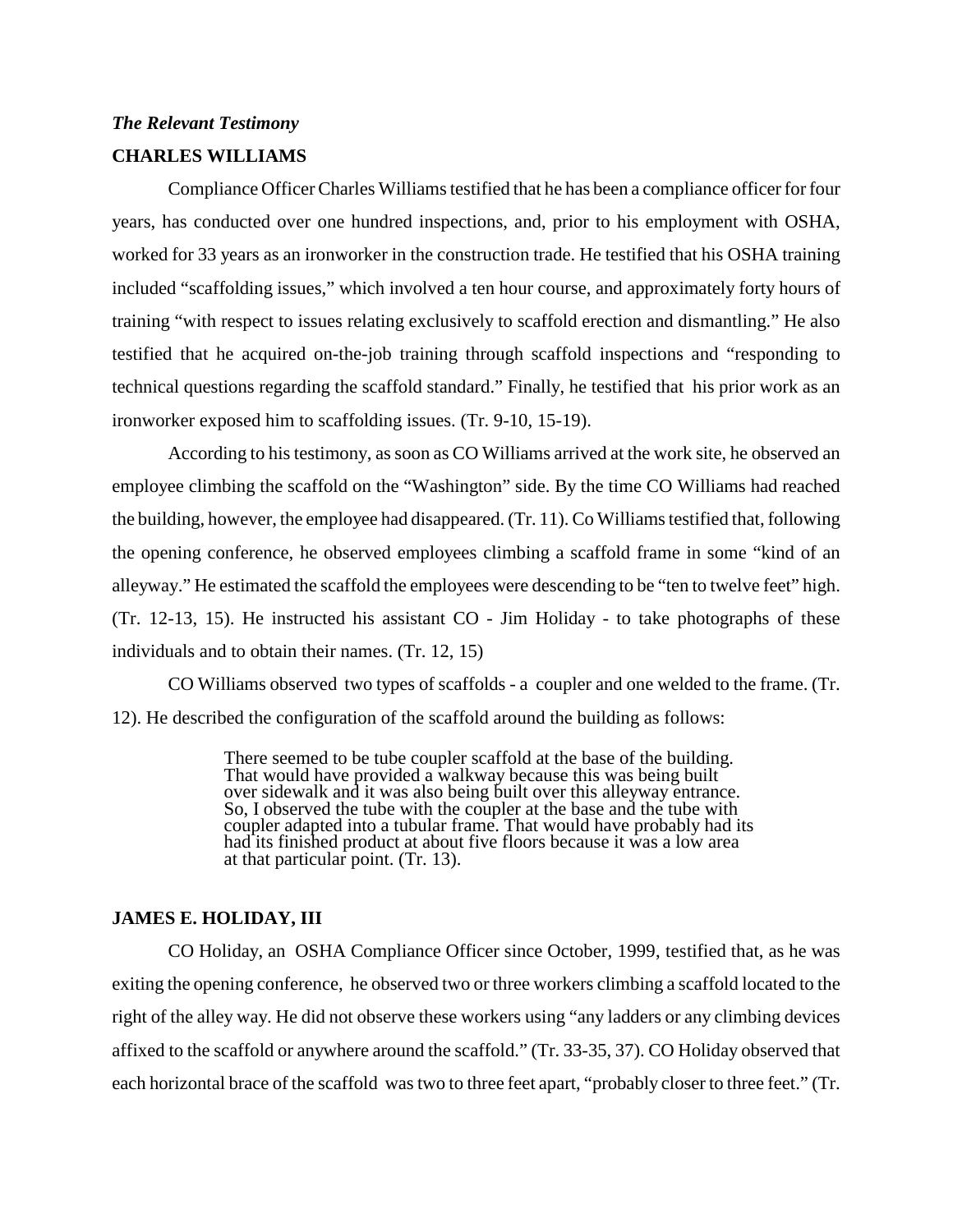***The Relevant Testimony***

**CHARLES WILLIAMS**

Compliance Officer Charles Williams testified that he has been a compliance officer for four years, has conducted over one hundred inspections, and, prior to his employment with OSHA, worked for 33 years as an ironworker in the construction trade. He testified that his OSHA training included "scaffolding issues," which involved a ten hour course, and approximately forty hours of training "with respect to issues relating exclusively to scaffold erection and dismantling." He also testified that he acquired on-the-job training through scaffold inspections and "responding to technical questions regarding the scaffold standard." Finally, he testified that his prior work as an ironworker exposed him to scaffolding issues. (Tr. 9-10, 15-19).

According to his testimony, as soon as CO Williams arrived at the work site, he observed an employee climbing the scaffold on the "Washington" side. By the time CO Williams had reached the building, however, the employee had disappeared. (Tr. 11). Co Williams testified that, following the opening conference, he observed employees climbing a scaffold frame in some "kind of an alleyway." He estimated the scaffold the employees were descending to be "ten to twelve feet" high. (Tr. 12-13, 15). He instructed his assistant CO - Jim Holiday - to take photographs of these individuals and to obtain their names. (Tr. 12, 15)

CO Williams observed two types of scaffolds - a coupler and one welded to the frame. (Tr. 12). He described the configuration of the scaffold around the building as follows:

> There seemed to be tube coupler scaffold at the base of the building. That would have provided a walkway because this was being built over sidewalk and it was also being built over this alleyway entrance. So, I observed the tube with the coupler at the base and the tube with coupler adapted into a tubular frame. That would have probably had its had its finished product at about five floors because it was a low area at that particular point. (Tr. 13).

**JAMES E. HOLIDAY, III**

CO Holiday, an OSHA Compliance Officer since October, 1999, testified that, as he was exiting the opening conference, he observed two or three workers climbing a scaffold located to the right of the alley way. He did not observe these workers using "any ladders or any climbing devices affixed to the scaffold or anywhere around the scaffold." (Tr. 33-35, 37). CO Holiday observed that each horizontal brace of the scaffold was two to three feet apart, "probably closer to three feet." (Tr.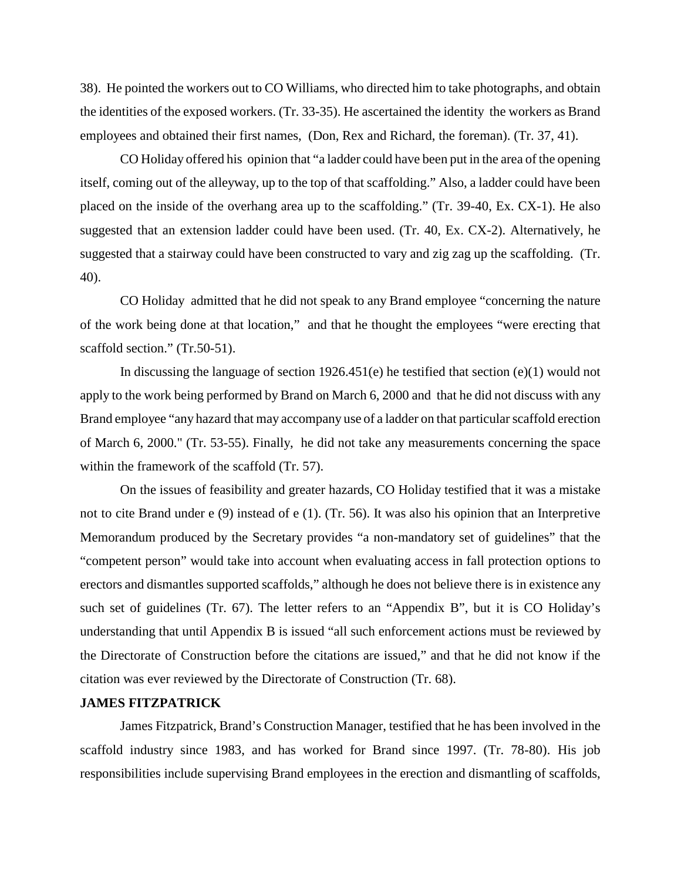38). He pointed the workers out to CO Williams, who directed him to take photographs, and obtain the identities of the exposed workers. (Tr. 33-35). He ascertained the identity the workers as Brand employees and obtained their first names, (Don, Rex and Richard, the foreman). (Tr. 37, 41).

CO Holiday offered his opinion that "a ladder could have been put in the area of the opening itself, coming out of the alleyway, up to the top of that scaffolding." Also, a ladder could have been placed on the inside of the overhang area up to the scaffolding." (Tr. 39-40, Ex. CX-1). He also suggested that an extension ladder could have been used. (Tr. 40, Ex. CX-2). Alternatively, he suggested that a stairway could have been constructed to vary and zig zag up the scaffolding. (Tr. 40).

CO Holiday admitted that he did not speak to any Brand employee "concerning the nature of the work being done at that location," and that he thought the employees "were erecting that scaffold section." (Tr.50-51).

In discussing the language of section 1926.451(e) he testified that section (e)(1) would not apply to the work being performed by Brand on March 6, 2000 and that he did not discuss with any Brand employee "any hazard that may accompany use of a ladder on that particular scaffold erection of March 6, 2000." (Tr. 53-55). Finally, he did not take any measurements concerning the space within the framework of the scaffold (Tr. 57).

On the issues of feasibility and greater hazards, CO Holiday testified that it was a mistake not to cite Brand under e (9) instead of e (1). (Tr. 56). It was also his opinion that an Interpretive Memorandum produced by the Secretary provides "a non-mandatory set of guidelines" that the "competent person" would take into account when evaluating access in fall protection options to erectors and dismantles supported scaffolds," although he does not believe there is in existence any such set of guidelines (Tr. 67). The letter refers to an "Appendix B", but it is CO Holiday's understanding that until Appendix B is issued "all such enforcement actions must be reviewed by the Directorate of Construction before the citations are issued," and that he did not know if the citation was ever reviewed by the Directorate of Construction (Tr. 68).

**JAMES FITZPATRICK**

James Fitzpatrick, Brand's Construction Manager, testified that he has been involved in the scaffold industry since 1983, and has worked for Brand since 1997. (Tr. 78-80). His job responsibilities include supervising Brand employees in the erection and dismantling of scaffolds,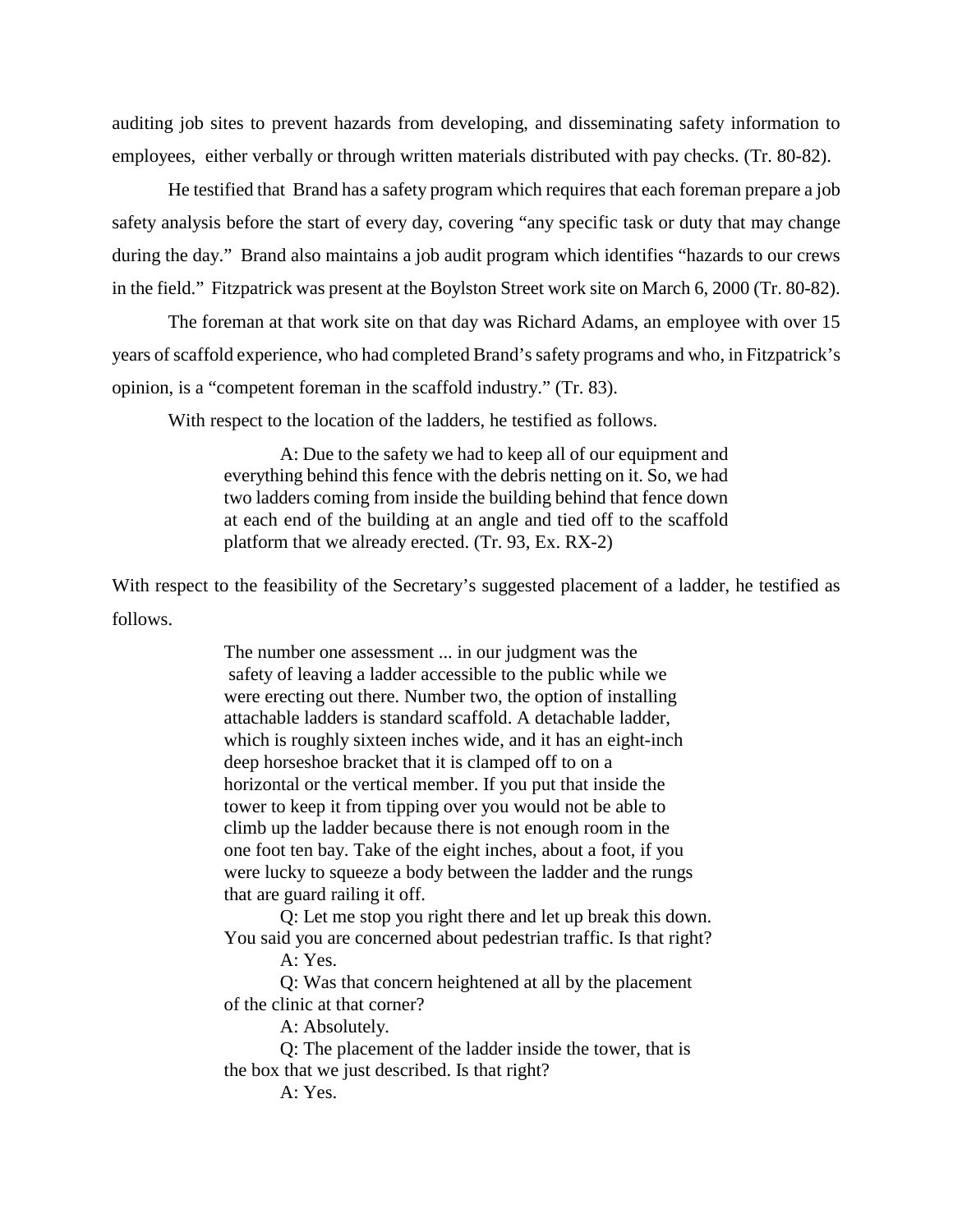auditing job sites to prevent hazards from developing, and disseminating safety information to employees, either verbally or through written materials distributed with pay checks. (Tr. 80-82).

He testified that Brand has a safety program which requires that each foreman prepare a job safety analysis before the start of every day, covering "any specific task or duty that may change during the day." Brand also maintains a job audit program which identifies "hazards to our crews in the field." Fitzpatrick was present at the Boylston Street work site on March 6, 2000 (Tr. 80-82).

The foreman at that work site on that day was Richard Adams, an employee with over 15 years of scaffold experience, who had completed Brand's safety programs and who, in Fitzpatrick's opinion, is a "competent foreman in the scaffold industry." (Tr. 83).

With respect to the location of the ladders, he testified as follows.

> A: Due to the safety we had to keep all of our equipment and everything behind this fence with the debris netting on it. So, we had two ladders coming from inside the building behind that fence down at each end of the building at an angle and tied off to the scaffold platform that we already erected. (Tr. 93, Ex. RX-2)

With respect to the feasibility of the Secretary's suggested placement of a ladder, he testified as follows.

> The number one assessment ... in our judgment was the safety of leaving a ladder accessible to the public while we were erecting out there. Number two, the option of installing attachable ladders is standard scaffold. A detachable ladder, which is roughly sixteen inches wide, and it has an eight-inch deep horseshoe bracket that it is clamped off to on a horizontal or the vertical member. If you put that inside the tower to keep it from tipping over you would not be able to climb up the ladder because there is not enough room in the one foot ten bay. Take of the eight inches, about a foot, if you were lucky to squeeze a body between the ladder and the rungs that are guard railing it off.
>
> Q: Let me stop you right there and let up break this down. You said you are concerned about pedestrian traffic. Is that right?
>
> A: Yes.
>
> Q: Was that concern heightened at all by the placement of the clinic at that corner?
>
> A: Absolutely.
>
> Q: The placement of the ladder inside the tower, that is the box that we just described. Is that right?
>
> A: Yes.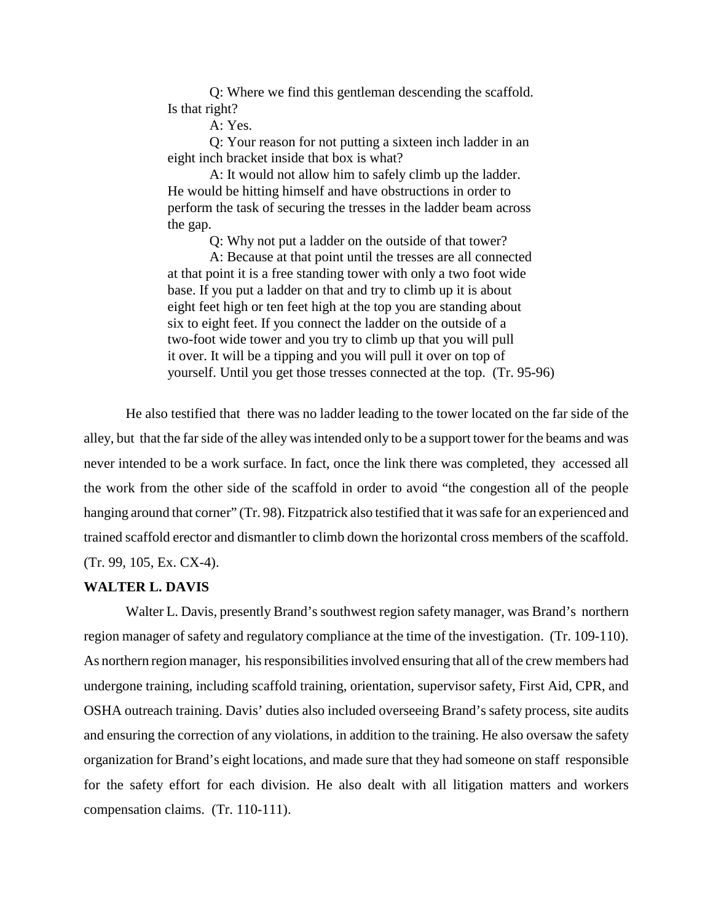> Q: Where we find this gentleman descending the scaffold. Is that right?
>
> A: Yes.
>
> Q: Your reason for not putting a sixteen inch ladder in an eight inch bracket inside that box is what?
>
> A: It would not allow him to safely climb up the ladder. He would be hitting himself and have obstructions in order to perform the task of securing the tresses in the ladder beam across the gap.
>
> Q: Why not put a ladder on the outside of that tower?
>
> A: Because at that point until the tresses are all connected at that point it is a free standing tower with only a two foot wide base. If you put a ladder on that and try to climb up it is about eight feet high or ten feet high at the top you are standing about six to eight feet. If you connect the ladder on the outside of a two-foot wide tower and you try to climb up that you will pull it over. It will be a tipping and you will pull it over on top of yourself. Until you get those tresses connected at the top. (Tr. 95-96)

He also testified that there was no ladder leading to the tower located on the far side of the alley, but that the far side of the alley was intended only to be a support tower for the beams and was never intended to be a work surface. In fact, once the link there was completed, they accessed all the work from the other side of the scaffold in order to avoid "the congestion all of the people hanging around that corner" (Tr. 98). Fitzpatrick also testified that it was safe for an experienced and trained scaffold erector and dismantler to climb down the horizontal cross members of the scaffold. (Tr. 99, 105, Ex. CX-4).

**WALTER L. DAVIS**

Walter L. Davis, presently Brand's southwest region safety manager, was Brand's northern region manager of safety and regulatory compliance at the time of the investigation. (Tr. 109-110). As northern region manager, his responsibilities involved ensuring that all of the crew members had undergone training, including scaffold training, orientation, supervisor safety, First Aid, CPR, and OSHA outreach training. Davis' duties also included overseeing Brand's safety process, site audits and ensuring the correction of any violations, in addition to the training. He also oversaw the safety organization for Brand's eight locations, and made sure that they had someone on staff responsible for the safety effort for each division. He also dealt with all litigation matters and workers compensation claims. (Tr. 110-111).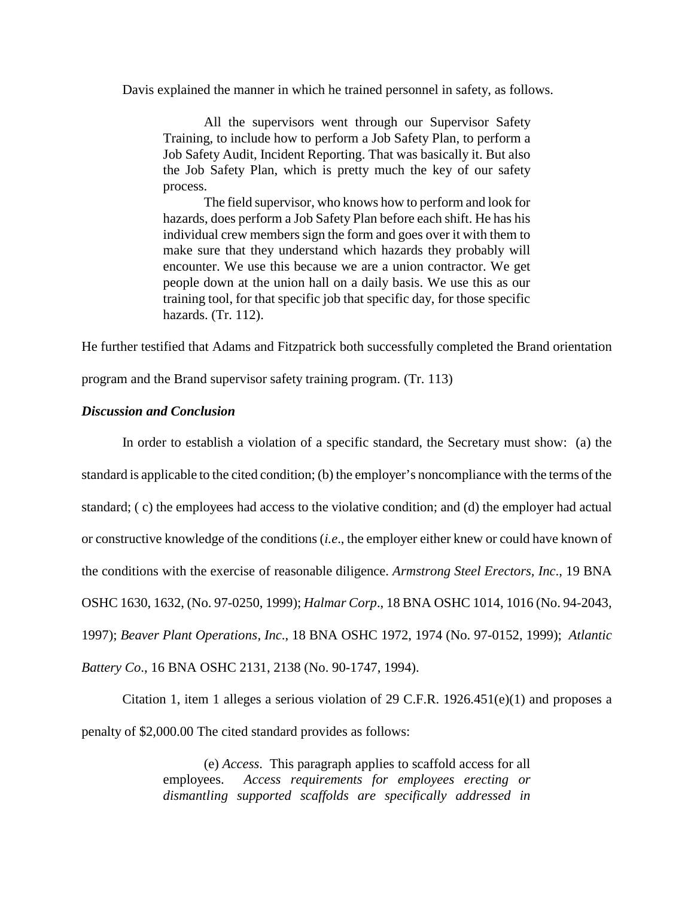Davis explained the manner in which he trained personnel in safety, as follows.

> All the supervisors went through our Supervisor Safety Training, to include how to perform a Job Safety Plan, to perform a Job Safety Audit, Incident Reporting. That was basically it. But also the Job Safety Plan, which is pretty much the key of our safety process.
>
> The field supervisor, who knows how to perform and look for hazards, does perform a Job Safety Plan before each shift. He has his individual crew members sign the form and goes over it with them to make sure that they understand which hazards they probably will encounter. We use this because we are a union contractor. We get people down at the union hall on a daily basis. We use this as our training tool, for that specific job that specific day, for those specific hazards. (Tr. 112).

He further testified that Adams and Fitzpatrick both successfully completed the Brand orientation program and the Brand supervisor safety training program. (Tr. 113)

### *Discussion and Conclusion*

In order to establish a violation of a specific standard, the Secretary must show: (a) the standard is applicable to the cited condition; (b) the employer's noncompliance with the terms of the standard; ( c) the employees had access to the violative condition; and (d) the employer had actual or constructive knowledge of the conditions (*i.e*., the employer either knew or could have known of the conditions with the exercise of reasonable diligence. *Armstrong Steel Erectors, Inc*., 19 BNA OSHC 1630, 1632, (No. 97-0250, 1999); *Halmar Corp*., 18 BNA OSHC 1014, 1016 (No. 94-2043, 1997); *Beaver Plant Operations, Inc*., 18 BNA OSHC 1972, 1974 (No. 97-0152, 1999); *Atlantic Battery Co*., 16 BNA OSHC 2131, 2138 (No. 90-1747, 1994).

Citation 1, item 1 alleges a serious violation of 29 C.F.R. 1926.451(e)(1) and proposes a penalty of $2,000.00 The cited standard provides as follows:

> (e) *Access*. This paragraph applies to scaffold access for all employees. *Access requirements for employees erecting or dismantling supported scaffolds are specifically addressed in*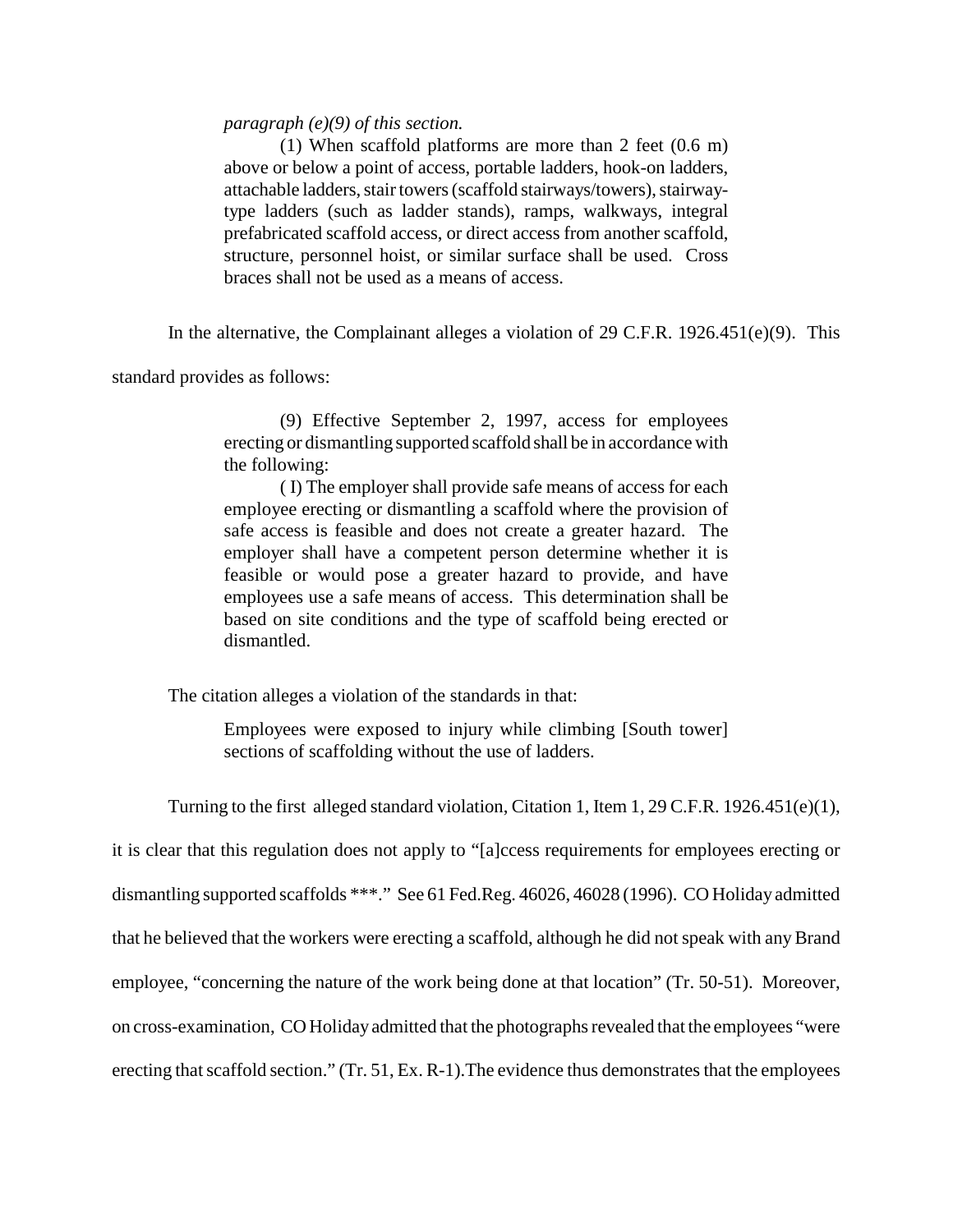> *paragraph (e)(9) of this section.*
>
> (1) When scaffold platforms are more than 2 feet (0.6 m) above or below a point of access, portable ladders, hook-on ladders, attachable ladders, stair towers (scaffold stairways/towers), stairway-type ladders (such as ladder stands), ramps, walkways, integral prefabricated scaffold access, or direct access from another scaffold, structure, personnel hoist, or similar surface shall be used. Cross braces shall not be used as a means of access.

In the alternative, the Complainant alleges a violation of 29 C.F.R. 1926.451(e)(9). This standard provides as follows:

> (9) Effective September 2, 1997, access for employees erecting or dismantling supported scaffold shall be in accordance with the following:
>
> ( I) The employer shall provide safe means of access for each employee erecting or dismantling a scaffold where the provision of safe access is feasible and does not create a greater hazard. The employer shall have a competent person determine whether it is feasible or would pose a greater hazard to provide, and have employees use a safe means of access. This determination shall be based on site conditions and the type of scaffold being erected or dismantled.

The citation alleges a violation of the standards in that:

> Employees were exposed to injury while climbing [South tower] sections of scaffolding without the use of ladders.

Turning to the first alleged standard violation, Citation 1, Item 1, 29 C.F.R. 1926.451(e)(1), it is clear that this regulation does not apply to "[a]ccess requirements for employees erecting or dismantling supported scaffolds ***." See 61 Fed.Reg. 46026, 46028 (1996). CO Holiday admitted that he believed that the workers were erecting a scaffold, although he did not speak with any Brand employee, "concerning the nature of the work being done at that location" (Tr. 50-51). Moreover, on cross-examination, CO Holiday admitted that the photographs revealed that the employees "were erecting that scaffold section." (Tr. 51, Ex. R-1).The evidence thus demonstrates that the employees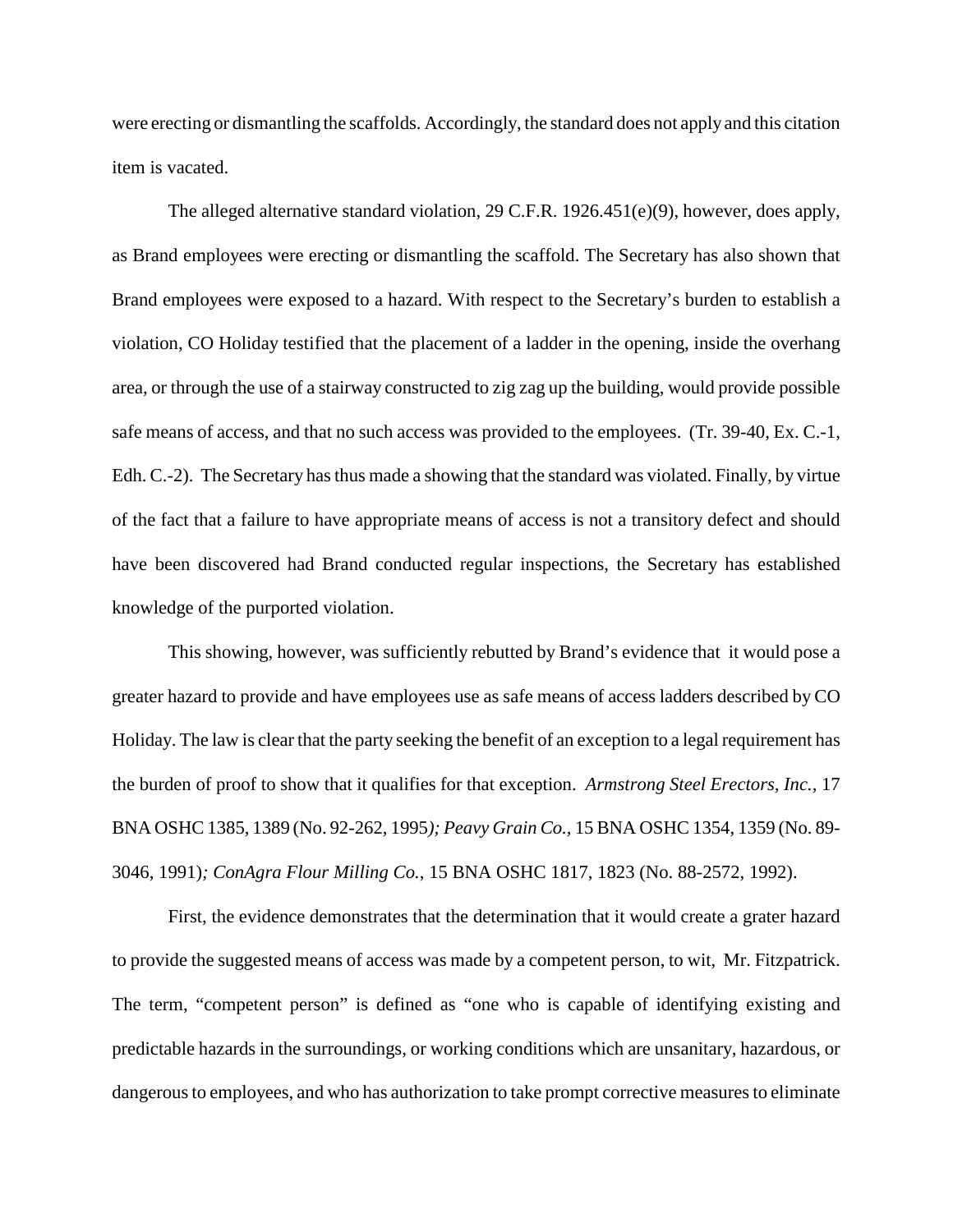were erecting or dismantling the scaffolds. Accordingly, the standard does not apply and this citation item is vacated.

The alleged alternative standard violation, 29 C.F.R. 1926.451(e)(9), however, does apply, as Brand employees were erecting or dismantling the scaffold. The Secretary has also shown that Brand employees were exposed to a hazard. With respect to the Secretary's burden to establish a violation, CO Holiday testified that the placement of a ladder in the opening, inside the overhang area, or through the use of a stairway constructed to zig zag up the building, would provide possible safe means of access, and that no such access was provided to the employees. (Tr. 39-40, Ex. C.-1, Edh. C.-2). The Secretary has thus made a showing that the standard was violated. Finally, by virtue of the fact that a failure to have appropriate means of access is not a transitory defect and should have been discovered had Brand conducted regular inspections, the Secretary has established knowledge of the purported violation.

This showing, however, was sufficiently rebutted by Brand's evidence that it would pose a greater hazard to provide and have employees use as safe means of access ladders described by CO Holiday. The law is clear that the party seeking the benefit of an exception to a legal requirement has the burden of proof to show that it qualifies for that exception. *Armstrong Steel Erectors, Inc.,* 17 BNA OSHC 1385, 1389 (No. 92-262, 1995*); Peavy Grain Co.,* 15 BNA OSHC 1354, 1359 (No. 89-3046, 1991)*; ConAgra Flour Milling Co.*, 15 BNA OSHC 1817, 1823 (No. 88-2572, 1992).

First, the evidence demonstrates that the determination that it would create a grater hazard to provide the suggested means of access was made by a competent person, to wit, Mr. Fitzpatrick. The term, "competent person" is defined as "one who is capable of identifying existing and predictable hazards in the surroundings, or working conditions which are unsanitary, hazardous, or dangerous to employees, and who has authorization to take prompt corrective measures to eliminate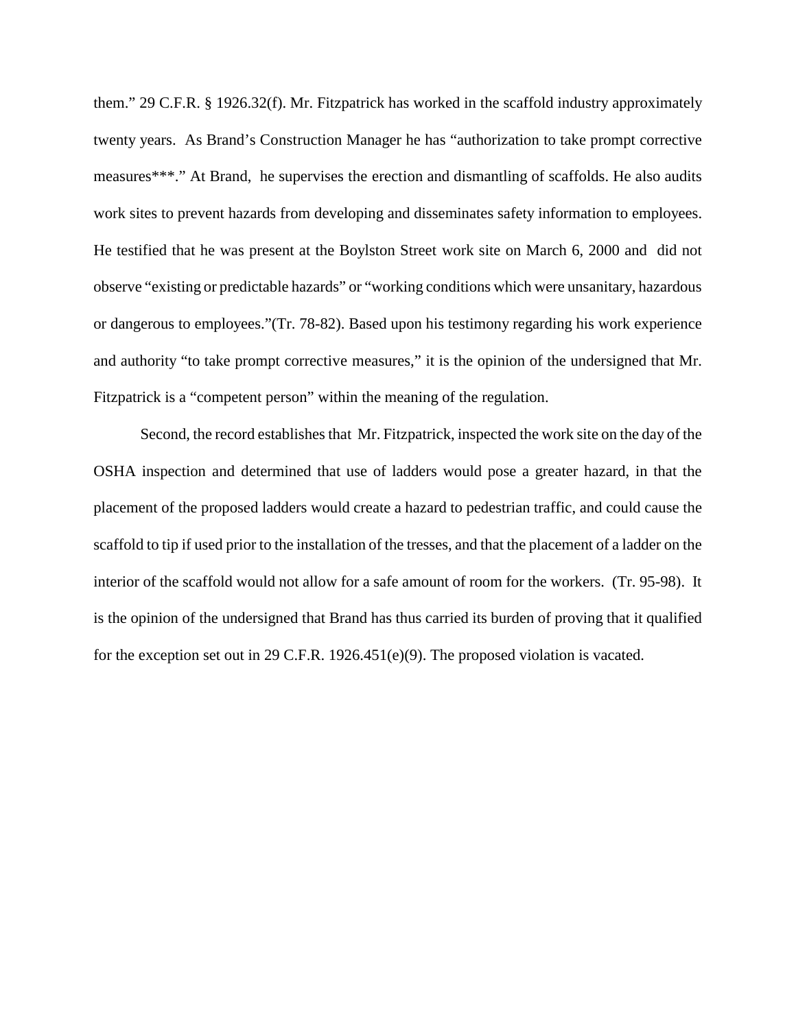them." 29 C.F.R. § 1926.32(f). Mr. Fitzpatrick has worked in the scaffold industry approximately twenty years. As Brand's Construction Manager he has "authorization to take prompt corrective measures***." At Brand, he supervises the erection and dismantling of scaffolds. He also audits work sites to prevent hazards from developing and disseminates safety information to employees. He testified that he was present at the Boylston Street work site on March 6, 2000 and did not observe "existing or predictable hazards" or "working conditions which were unsanitary, hazardous or dangerous to employees."(Tr. 78-82). Based upon his testimony regarding his work experience and authority "to take prompt corrective measures," it is the opinion of the undersigned that Mr. Fitzpatrick is a "competent person" within the meaning of the regulation.

Second, the record establishes that Mr. Fitzpatrick, inspected the work site on the day of the OSHA inspection and determined that use of ladders would pose a greater hazard, in that the placement of the proposed ladders would create a hazard to pedestrian traffic, and could cause the scaffold to tip if used prior to the installation of the tresses, and that the placement of a ladder on the interior of the scaffold would not allow for a safe amount of room for the workers. (Tr. 95-98). It is the opinion of the undersigned that Brand has thus carried its burden of proving that it qualified for the exception set out in 29 C.F.R. 1926.451(e)(9). The proposed violation is vacated.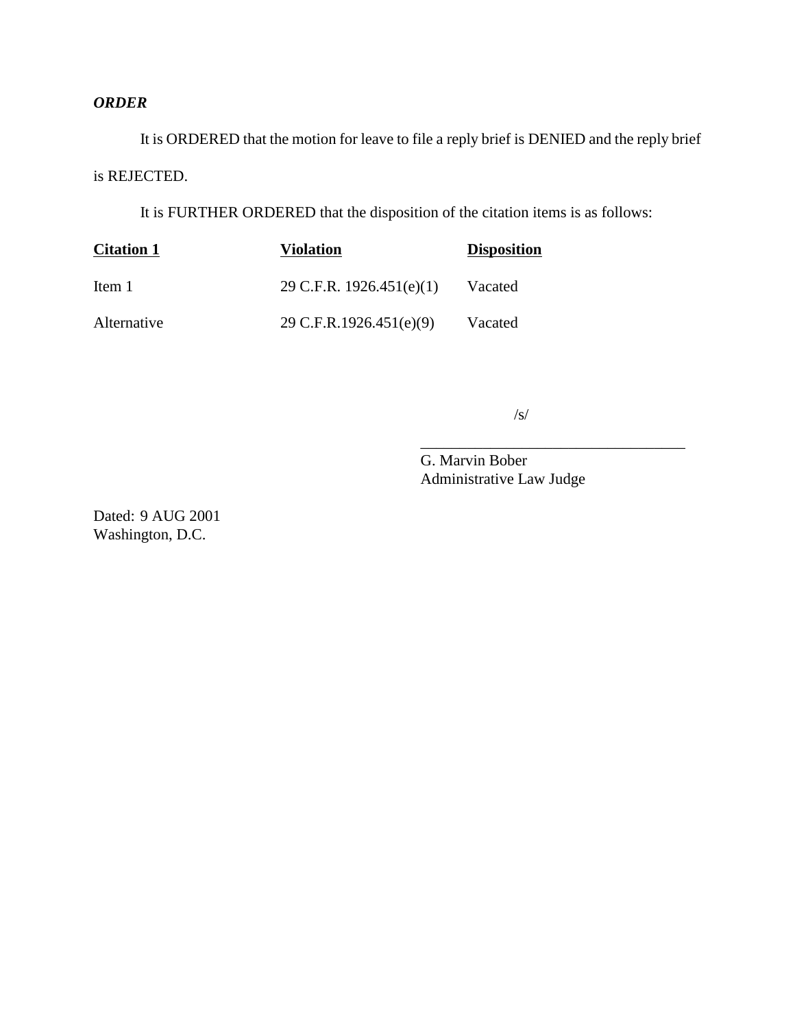***ORDER***

It is ORDERED that the motion for leave to file a reply brief is DENIED and the reply brief is REJECTED.

It is FURTHER ORDERED that the disposition of the citation items is as follows:

| **Citation 1** | **Violation** | **Disposition** |
| --- | --- | --- |
| Item 1 | 29 C.F.R. 1926.451(e)(1) | Vacated |
| Alternative | 29 C.F.R.1926.451(e)(9) | Vacated |

/s/

___________________________________
G. Marvin Bober
Administrative Law Judge

Dated: 9 AUG 2001
Washington, D.C.